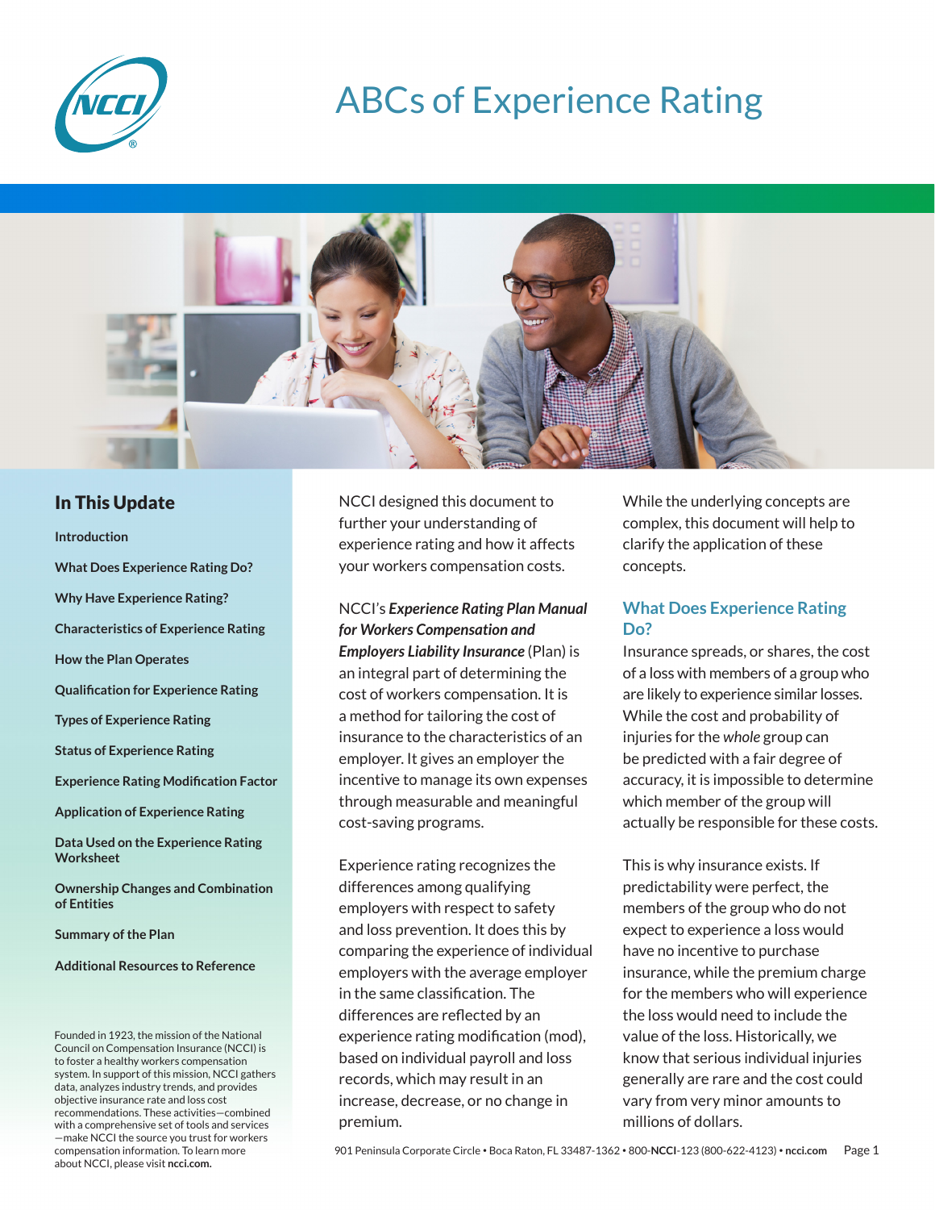# ABCs of Experience Rating

## In This Update

- Introduction
- What Does Experience Rating Do?
- Why Have Experience Rating?
- Characteristics of Experience Rating
- How the Plan Operates
- Qualification for Experience Rating
- Types of Experience Rating
- Status of Experience Rating
- Experience Rating Modification Factor
- Application of Experience Rating
- Data Used on the Experience Rating Worksheet
- Ownership Changes and Combination of Entities
- Summary of the Plan
- Additional Resources to Reference

Founded in 1923, the mission of the National Council on Compensation Insurance (NCCI) is to foster a healthy workers compensation system. In support of this mission, NCCI gathers data, analyzes industry trends, and provides objective insurance rate and loss cost recommendations. These activities—combined with a comprehensive set of tools and services—make NCCI the source you trust for workers compensation information. To learn more about NCCI, please visit **ncci.com.**

NCCI designed this document to further your understanding of experience rating and how it affects your workers compensation costs.

NCCI's ***Experience Rating Plan Manual for Workers Compensation and Employers Liability Insurance*** (Plan) is an integral part of determining the cost of workers compensation. It is a method for tailoring the cost of insurance to the characteristics of an employer. It gives an employer the incentive to manage its own expenses through measurable and meaningful cost-saving programs.

Experience rating recognizes the differences among qualifying employers with respect to safety and loss prevention. It does this by comparing the experience of individual employers with the average employer in the same classification. The differences are reflected by an experience rating modification (mod), based on individual payroll and loss records, which may result in an increase, decrease, or no change in premium.

While the underlying concepts are complex, this document will help to clarify the application of these concepts.

## What Does Experience Rating Do?

Insurance spreads, or shares, the cost of a loss with members of a group who are likely to experience similar losses. While the cost and probability of injuries for the *whole* group can be predicted with a fair degree of accuracy, it is impossible to determine which member of the group will actually be responsible for these costs.

This is why insurance exists. If predictability were perfect, the members of the group who do not expect to experience a loss would have no incentive to purchase insurance, while the premium charge for the members who will experience the loss would need to include the value of the loss. Historically, we know that serious individual injuries generally are rare and the cost could vary from very minor amounts to millions of dollars.

901 Peninsula Corporate Circle • Boca Raton, FL 33487-1362 • 800-**NCCI**-123 (800-622-4123) • **ncci.com**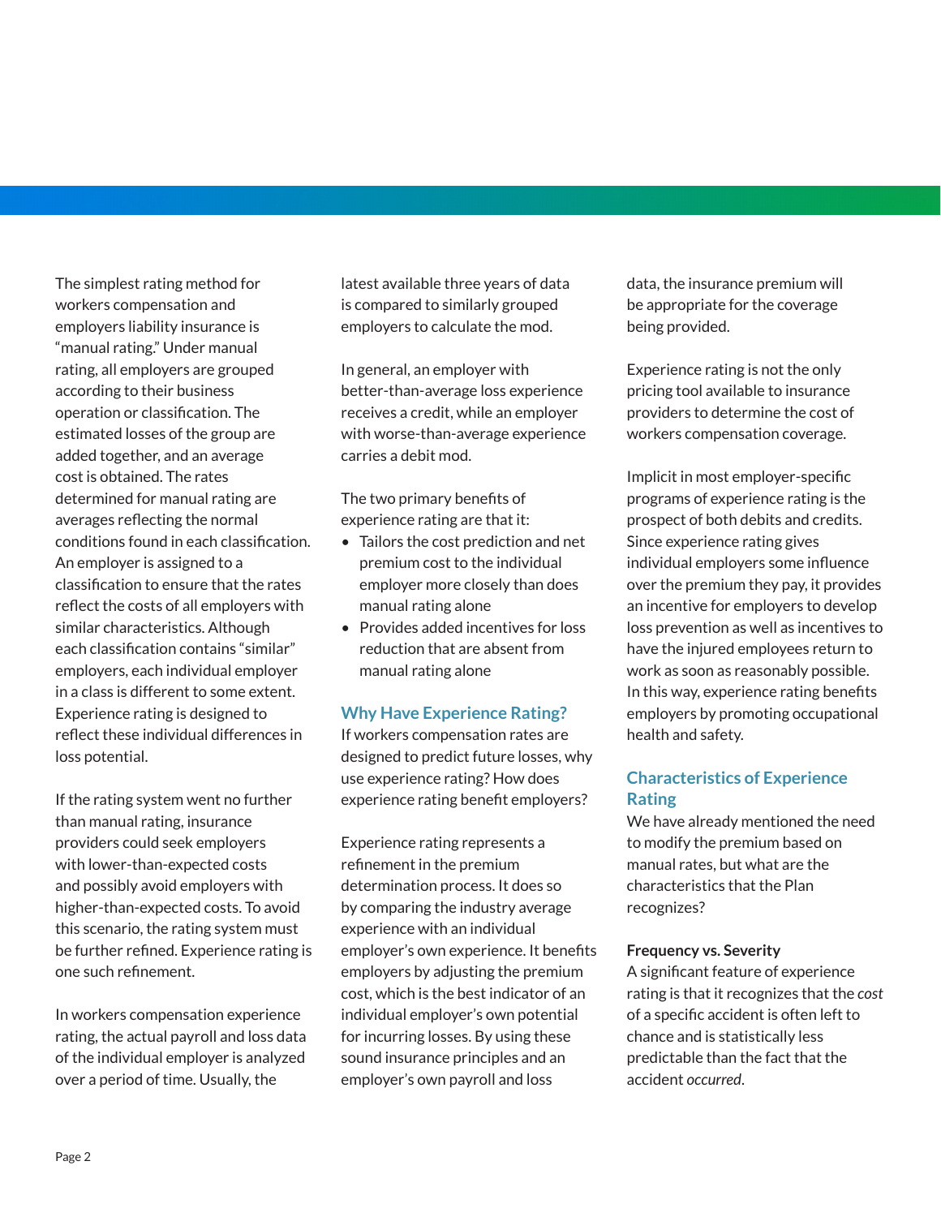The simplest rating method for workers compensation and employers liability insurance is "manual rating." Under manual rating, all employers are grouped according to their business operation or classification. The estimated losses of the group are added together, and an average cost is obtained. The rates determined for manual rating are averages reflecting the normal conditions found in each classification. An employer is assigned to a classification to ensure that the rates reflect the costs of all employers with similar characteristics. Although each classification contains "similar" employers, each individual employer in a class is different to some extent. Experience rating is designed to reflect these individual differences in loss potential.

If the rating system went no further than manual rating, insurance providers could seek employers with lower-than-expected costs and possibly avoid employers with higher-than-expected costs. To avoid this scenario, the rating system must be further refined. Experience rating is one such refinement.

In workers compensation experience rating, the actual payroll and loss data of the individual employer is analyzed over a period of time. Usually, the latest available three years of data is compared to similarly grouped employers to calculate the mod.

In general, an employer with better-than-average loss experience receives a credit, while an employer with worse-than-average experience carries a debit mod.

The two primary benefits of experience rating are that it:

- Tailors the cost prediction and net premium cost to the individual employer more closely than does manual rating alone
- Provides added incentives for loss reduction that are absent from manual rating alone

## Why Have Experience Rating?

If workers compensation rates are designed to predict future losses, why use experience rating? How does experience rating benefit employers?

Experience rating represents a refinement in the premium determination process. It does so by comparing the industry average experience with an individual employer's own experience. It benefits employers by adjusting the premium cost, which is the best indicator of an individual employer's own potential for incurring losses. By using these sound insurance principles and an employer's own payroll and loss data, the insurance premium will be appropriate for the coverage being provided.

Experience rating is not the only pricing tool available to insurance providers to determine the cost of workers compensation coverage.

Implicit in most employer-specific programs of experience rating is the prospect of both debits and credits. Since experience rating gives individual employers some influence over the premium they pay, it provides an incentive for employers to develop loss prevention as well as incentives to have the injured employees return to work as soon as reasonably possible. In this way, experience rating benefits employers by promoting occupational health and safety.

## Characteristics of Experience Rating

We have already mentioned the need to modify the premium based on manual rates, but what are the characteristics that the Plan recognizes?

**Frequency vs. Severity**

A significant feature of experience rating is that it recognizes that the *cost* of a specific accident is often left to chance and is statistically less predictable than the fact that the accident *occurred*.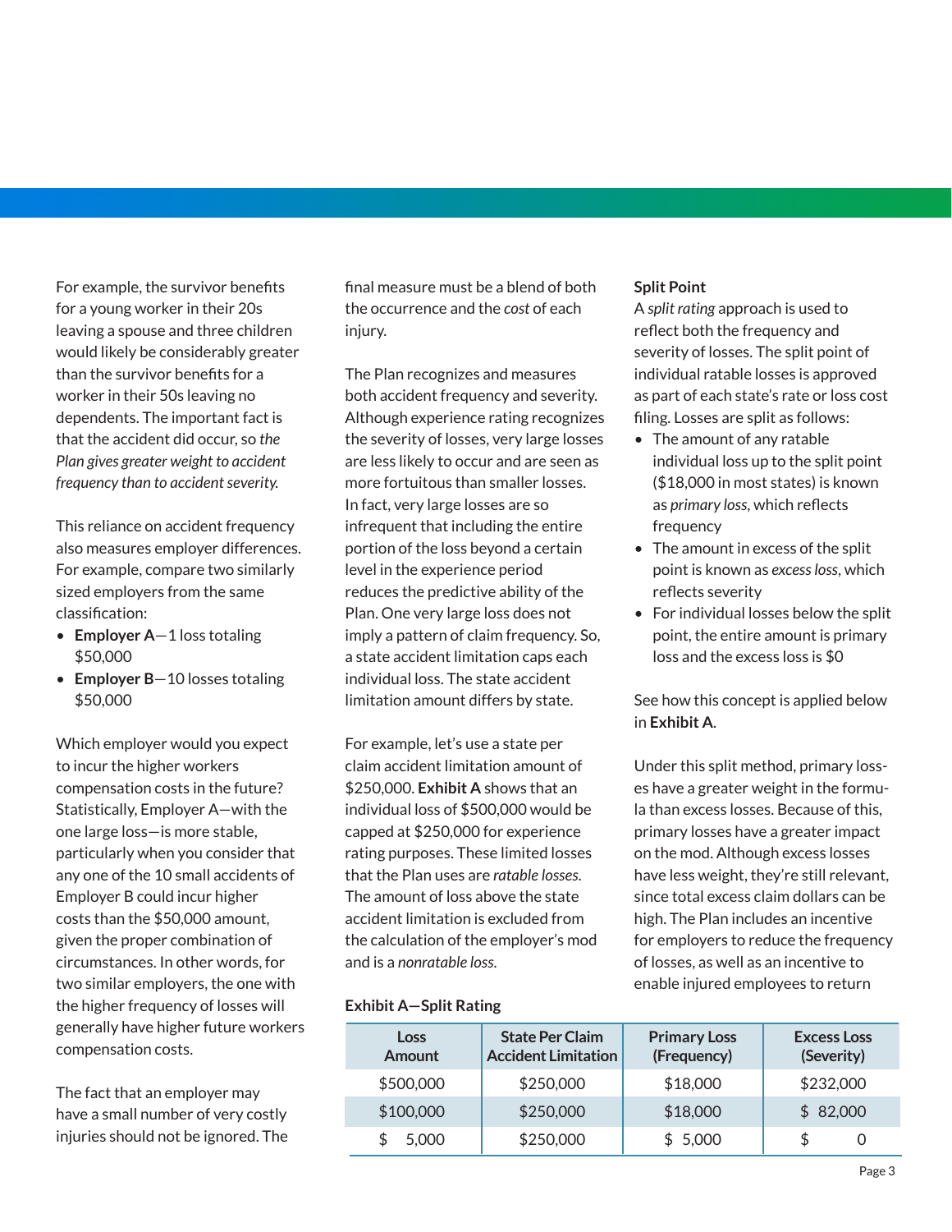For example, the survivor benefits for a young worker in their 20s leaving a spouse and three children would likely be considerably greater than the survivor benefits for a worker in their 50s leaving no dependents. The important fact is that the accident did occur, so *the Plan gives greater weight to accident frequency than to accident severity.*

This reliance on accident frequency also measures employer differences. For example, compare two similarly sized employers from the same classification:

- **Employer A**—1 loss totaling $50,000
- **Employer B**—10 losses totaling $50,000

Which employer would you expect to incur the higher workers compensation costs in the future? Statistically, Employer A—with the one large loss—is more stable, particularly when you consider that any one of the 10 small accidents of Employer B could incur higher costs than the $50,000 amount, given the proper combination of circumstances. In other words, for two similar employers, the one with the higher frequency of losses will generally have higher future workers compensation costs.

The fact that an employer may have a small number of very costly injuries should not be ignored. The final measure must be a blend of both the occurrence and the *cost* of each injury.

The Plan recognizes and measures both accident frequency and severity. Although experience rating recognizes the severity of losses, very large losses are less likely to occur and are seen as more fortuitous than smaller losses. In fact, very large losses are so infrequent that including the entire portion of the loss beyond a certain level in the experience period reduces the predictive ability of the Plan. One very large loss does not imply a pattern of claim frequency. So, a state accident limitation caps each individual loss. The state accident limitation amount differs by state.

For example, let's use a state per claim accident limitation amount of $250,000. **Exhibit A** shows that an individual loss of $500,000 would be capped at $250,000 for experience rating purposes. These limited losses that the Plan uses are *ratable losses.* The amount of loss above the state accident limitation is excluded from the calculation of the employer's mod and is a *nonratable loss.*

**Split Point**

A *split rating* approach is used to reflect both the frequency and severity of losses. The split point of individual ratable losses is approved as part of each state's rate or loss cost filing. Losses are split as follows:

- The amount of any ratable individual loss up to the split point ($18,000 in most states) is known as *primary loss*, which reflects frequency
- The amount in excess of the split point is known as *excess loss*, which reflects severity
- For individual losses below the split point, the entire amount is primary loss and the excess loss is $0

See how this concept is applied below in **Exhibit A**.

Under this split method, primary losses have a greater weight in the formula than excess losses. Because of this, primary losses have a greater impact on the mod. Although excess losses have less weight, they're still relevant, since total excess claim dollars can be high. The Plan includes an incentive for employers to reduce the frequency of losses, as well as an incentive to enable injured employees to return

**Exhibit A—Split Rating**

| Loss Amount | State Per Claim Accident Limitation | Primary Loss (Frequency) | Excess Loss (Severity) |
|---|---|---|---|
| $500,000 | $250,000 | $18,000 | $232,000 |
| $100,000 | $250,000 | $18,000 | $ 82,000 |
| $ 5,000 | $250,000 | $ 5,000 | $ 0 |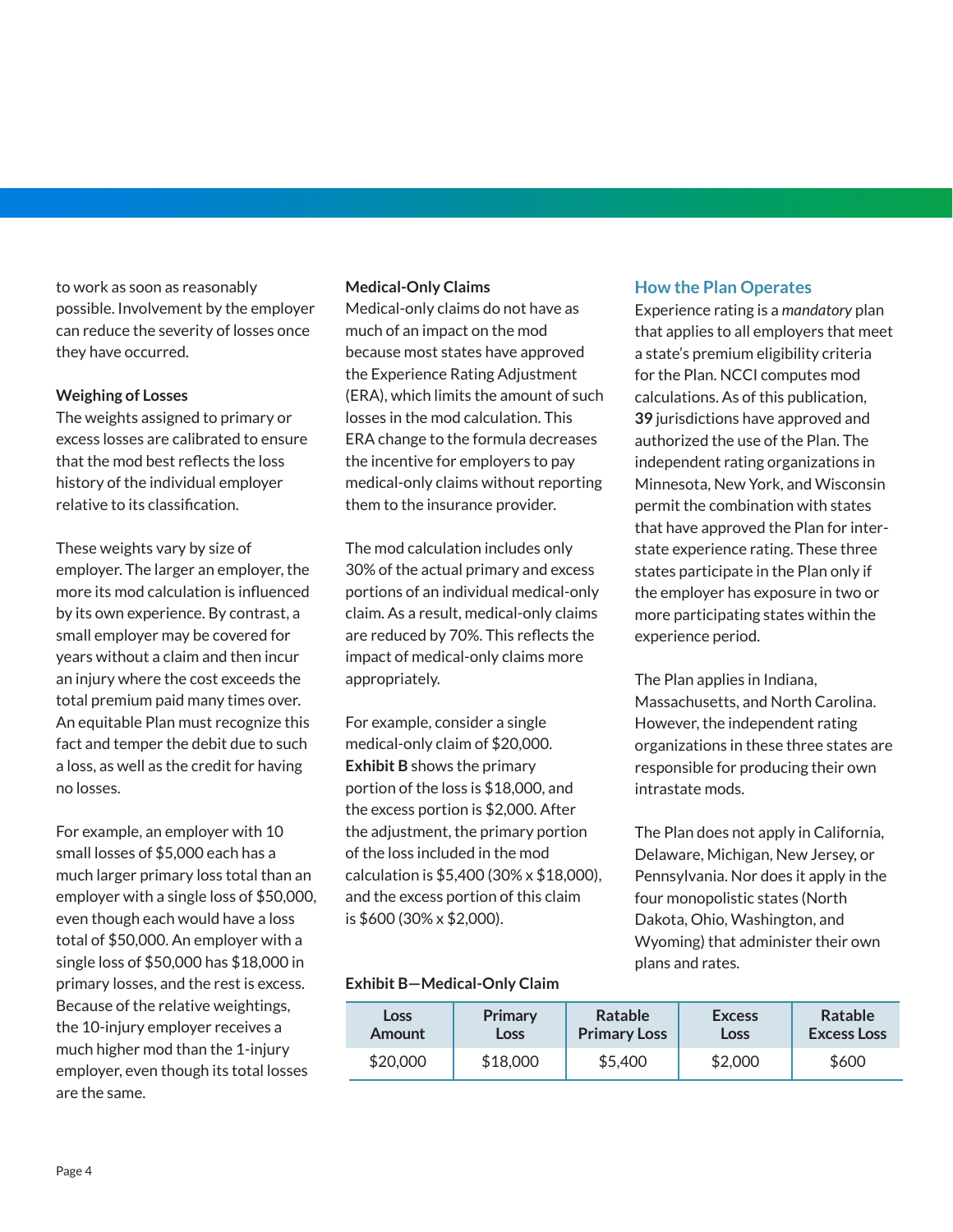to work as soon as reasonably possible. Involvement by the employer can reduce the severity of losses once they have occurred.

**Weighing of Losses**

The weights assigned to primary or excess losses are calibrated to ensure that the mod best reflects the loss history of the individual employer relative to its classification.

These weights vary by size of employer. The larger an employer, the more its mod calculation is influenced by its own experience. By contrast, a small employer may be covered for years without a claim and then incur an injury where the cost exceeds the total premium paid many times over. An equitable Plan must recognize this fact and temper the debit due to such a loss, as well as the credit for having no losses.

For example, an employer with 10 small losses of $5,000 each has a much larger primary loss total than an employer with a single loss of $50,000, even though each would have a loss total of $50,000. An employer with a single loss of $50,000 has $18,000 in primary losses, and the rest is excess. Because of the relative weightings, the 10-injury employer receives a much higher mod than the 1-injury employer, even though its total losses are the same.

**Medical-Only Claims**

Medical-only claims do not have as much of an impact on the mod because most states have approved the Experience Rating Adjustment (ERA), which limits the amount of such losses in the mod calculation. This ERA change to the formula decreases the incentive for employers to pay medical-only claims without reporting them to the insurance provider.

The mod calculation includes only 30% of the actual primary and excess portions of an individual medical-only claim. As a result, medical-only claims are reduced by 70%. This reflects the impact of medical-only claims more appropriately.

For example, consider a single medical-only claim of $20,000. **Exhibit B** shows the primary portion of the loss is $18,000, and the excess portion is $2,000. After the adjustment, the primary portion of the loss included in the mod calculation is $5,400 (30% x $18,000), and the excess portion of this claim is $600 (30% x $2,000).

**Exhibit B—Medical-Only Claim**

| Loss Amount | Primary Loss | Ratable Primary Loss | Excess Loss | Ratable Excess Loss |
|---|---|---|---|---|
| $20,000 | $18,000 | $5,400 | $2,000 | $600 |

## How the Plan Operates

Experience rating is a *mandatory* plan that applies to all employers that meet a state's premium eligibility criteria for the Plan. NCCI computes mod calculations. As of this publication, **39** jurisdictions have approved and authorized the use of the Plan. The independent rating organizations in Minnesota, New York, and Wisconsin permit the combination with states that have approved the Plan for inter-state experience rating. These three states participate in the Plan only if the employer has exposure in two or more participating states within the experience period.

The Plan applies in Indiana, Massachusetts, and North Carolina. However, the independent rating organizations in these three states are responsible for producing their own intrastate mods.

The Plan does not apply in California, Delaware, Michigan, New Jersey, or Pennsylvania. Nor does it apply in the four monopolistic states (North Dakota, Ohio, Washington, and Wyoming) that administer their own plans and rates.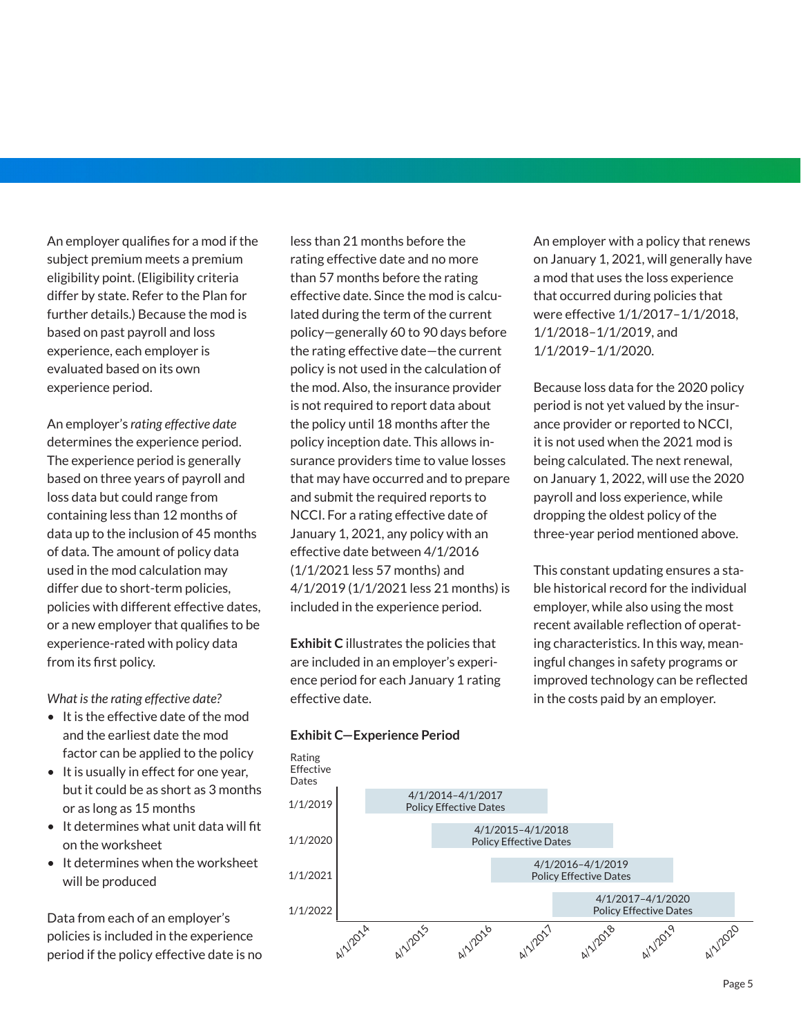An employer qualifies for a mod if the subject premium meets a premium eligibility point. (Eligibility criteria differ by state. Refer to the Plan for further details.) Because the mod is based on past payroll and loss experience, each employer is evaluated based on its own experience period.

An employer's *rating effective date* determines the experience period. The experience period is generally based on three years of payroll and loss data but could range from containing less than 12 months of data up to the inclusion of 45 months of data. The amount of policy data used in the mod calculation may differ due to short-term policies, policies with different effective dates, or a new employer that qualifies to be experience-rated with policy data from its first policy.

*What is the rating effective date?*

- It is the effective date of the mod and the earliest date the mod factor can be applied to the policy
- It is usually in effect for one year, but it could be as short as 3 months or as long as 15 months
- It determines what unit data will fit on the worksheet
- It determines when the worksheet will be produced

Data from each of an employer's policies is included in the experience period if the policy effective date is no less than 21 months before the rating effective date and no more than 57 months before the rating effective date. Since the mod is calculated during the term of the current policy—generally 60 to 90 days before the rating effective date—the current policy is not used in the calculation of the mod. Also, the insurance provider is not required to report data about the policy until 18 months after the policy inception date. This allows insurance providers time to value losses that may have occurred and to prepare and submit the required reports to NCCI. For a rating effective date of January 1, 2021, any policy with an effective date between 4/1/2016 (1/1/2021 less 57 months) and 4/1/2019 (1/1/2021 less 21 months) is included in the experience period.

**Exhibit C** illustrates the policies that are included in an employer's experience period for each January 1 rating effective date.

**Exhibit C—Experience Period**

| Rating Effective Dates | Policy Effective Dates |
|---|---|
| 1/1/2019 | 4/1/2014–4/1/2017 Policy Effective Dates |
| 1/1/2020 | 4/1/2015–4/1/2018 Policy Effective Dates |
| 1/1/2021 | 4/1/2016–4/1/2019 Policy Effective Dates |
| 1/1/2022 | 4/1/2017–4/1/2020 Policy Effective Dates |

An employer with a policy that renews on January 1, 2021, will generally have a mod that uses the loss experience that occurred during policies that were effective 1/1/2017–1/1/2018, 1/1/2018–1/1/2019, and 1/1/2019–1/1/2020.

Because loss data for the 2020 policy period is not yet valued by the insurance provider or reported to NCCI, it is not used when the 2021 mod is being calculated. The next renewal, on January 1, 2022, will use the 2020 payroll and loss experience, while dropping the oldest policy of the three-year period mentioned above.

This constant updating ensures a stable historical record for the individual employer, while also using the most recent available reflection of operating characteristics. In this way, meaningful changes in safety programs or improved technology can be reflected in the costs paid by an employer.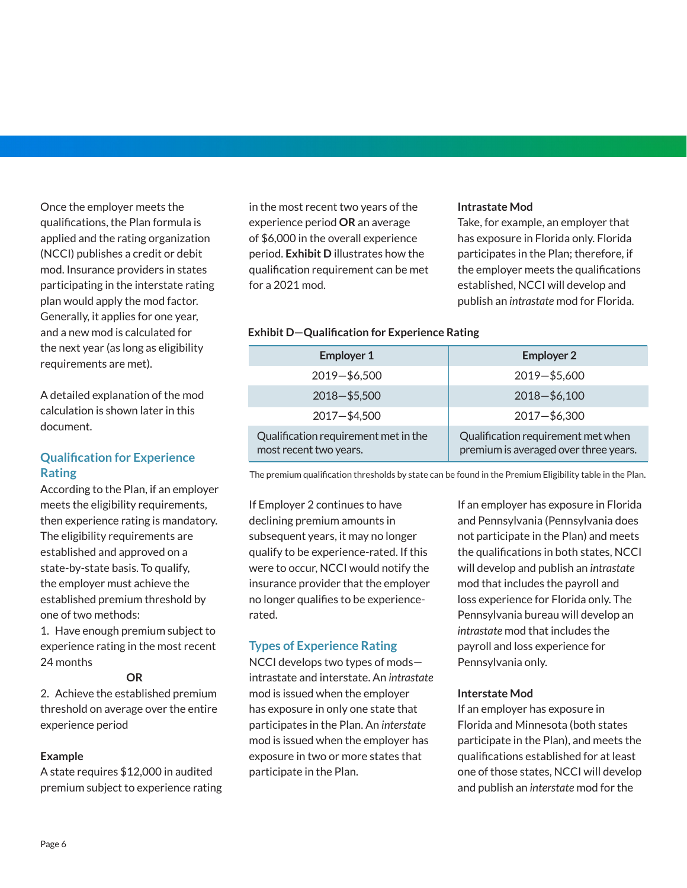Once the employer meets the qualifications, the Plan formula is applied and the rating organization (NCCI) publishes a credit or debit mod. Insurance providers in states participating in the interstate rating plan would apply the mod factor. Generally, it applies for one year, and a new mod is calculated for the next year (as long as eligibility requirements are met).

A detailed explanation of the mod calculation is shown later in this document.

## Qualification for Experience Rating

According to the Plan, if an employer meets the eligibility requirements, then experience rating is mandatory. The eligibility requirements are established and approved on a state-by-state basis. To qualify, the employer must achieve the established premium threshold by one of two methods:

1. Have enough premium subject to experience rating in the most recent 24 months

**OR**

2. Achieve the established premium threshold on average over the entire experience period

**Example**

A state requires $12,000 in audited premium subject to experience rating in the most recent two years of the experience period **OR** an average of $6,000 in the overall experience period. **Exhibit D** illustrates how the qualification requirement can be met for a 2021 mod.

**Exhibit D—Qualification for Experience Rating**

| Employer 1 | Employer 2 |
|---|---|
| 2019—$6,500 | 2019—$5,600 |
| 2018—$5,500 | 2018—$6,100 |
| 2017—$4,500 | 2017—$6,300 |
| Qualification requirement met in the most recent two years. | Qualification requirement met when premium is averaged over three years. |

The premium qualification thresholds by state can be found in the Premium Eligibility table in the Plan.

If Employer 2 continues to have declining premium amounts in subsequent years, it may no longer qualify to be experience-rated. If this were to occur, NCCI would notify the insurance provider that the employer no longer qualifies to be experience-rated.

## Types of Experience Rating

NCCI develops two types of mods—intrastate and interstate. An *intrastate* mod is issued when the employer has exposure in only one state that participates in the Plan. An *interstate* mod is issued when the employer has exposure in two or more states that participate in the Plan.

**Intrastate Mod**

Take, for example, an employer that has exposure in Florida only. Florida participates in the Plan; therefore, if the employer meets the qualifications established, NCCI will develop and publish an *intrastate* mod for Florida.

If an employer has exposure in Florida and Pennsylvania (Pennsylvania does not participate in the Plan) and meets the qualifications in both states, NCCI will develop and publish an *intrastate* mod that includes the payroll and loss experience for Florida only. The Pennsylvania bureau will develop an *intrastate* mod that includes the payroll and loss experience for Pennsylvania only.

**Interstate Mod**

If an employer has exposure in Florida and Minnesota (both states participate in the Plan), and meets the qualifications established for at least one of those states, NCCI will develop and publish an *interstate* mod for the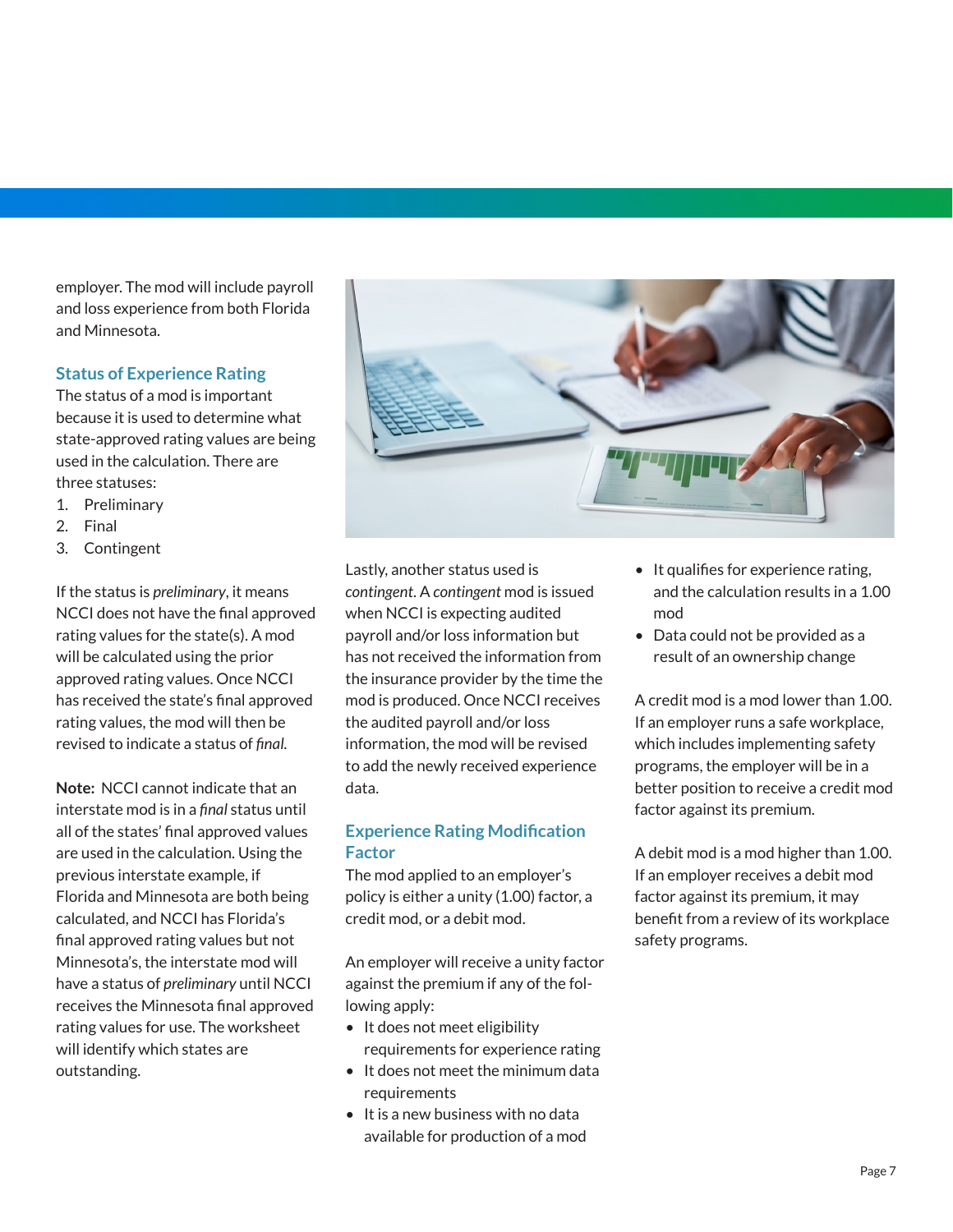employer. The mod will include payroll and loss experience from both Florida and Minnesota.

### Status of Experience Rating

The status of a mod is important because it is used to determine what state-approved rating values are being used in the calculation. There are three statuses:

1. Preliminary
2. Final
3. Contingent

If the status is *preliminary*, it means NCCI does not have the final approved rating values for the state(s). A mod will be calculated using the prior approved rating values. Once NCCI has received the state's final approved rating values, the mod will then be revised to indicate a status of *final*.

**Note:** NCCI cannot indicate that an interstate mod is in a *final* status until all of the states' final approved values are used in the calculation. Using the previous interstate example, if Florida and Minnesota are both being calculated, and NCCI has Florida's final approved rating values but not Minnesota's, the interstate mod will have a status of *preliminary* until NCCI receives the Minnesota final approved rating values for use. The worksheet will identify which states are outstanding.

Lastly, another status used is *contingent*. A *contingent* mod is issued when NCCI is expecting audited payroll and/or loss information but has not received the information from the insurance provider by the time the mod is produced. Once NCCI receives the audited payroll and/or loss information, the mod will be revised to add the newly received experience data.

### Experience Rating Modification Factor

The mod applied to an employer's policy is either a unity (1.00) factor, a credit mod, or a debit mod.

An employer will receive a unity factor against the premium if any of the following apply:

- It does not meet eligibility requirements for experience rating
- It does not meet the minimum data requirements
- It is a new business with no data available for production of a mod
- It qualifies for experience rating, and the calculation results in a 1.00 mod
- Data could not be provided as a result of an ownership change

A credit mod is a mod lower than 1.00. If an employer runs a safe workplace, which includes implementing safety programs, the employer will be in a better position to receive a credit mod factor against its premium.

A debit mod is a mod higher than 1.00. If an employer receives a debit mod factor against its premium, it may benefit from a review of its workplace safety programs.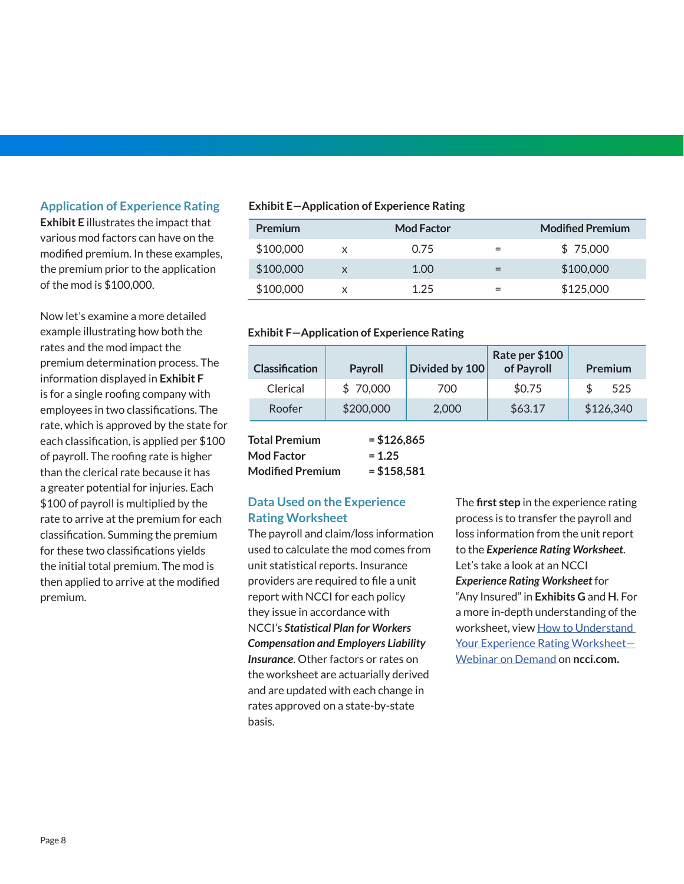## Application of Experience Rating

**Exhibit E** illustrates the impact that various mod factors can have on the modified premium. In these examples, the premium prior to the application of the mod is $100,000.

Now let's examine a more detailed example illustrating how both the rates and the mod impact the premium determination process. The information displayed in **Exhibit F** is for a single roofing company with employees in two classifications. The rate, which is approved by the state for each classification, is applied per $100 of payroll. The roofing rate is higher than the clerical rate because it has a greater potential for injuries. Each $100 of payroll is multiplied by the rate to arrive at the premium for each classification. Summing the premium for these two classifications yields the initial total premium. The mod is then applied to arrive at the modified premium.

**Exhibit E—Application of Experience Rating**

| Premium | | Mod Factor | | Modified Premium |
|---|---|---|---|---|
| $100,000 | x | 0.75 | = | $ 75,000 |
| $100,000 | x | 1.00 | = | $100,000 |
| $100,000 | x | 1.25 | = | $125,000 |

**Exhibit F—Application of Experience Rating**

| Classification | Payroll | Divided by 100 | Rate per $100 of Payroll | Premium |
|---|---|---|---|---|
| Clerical | $ 70,000 | 700 | $0.75 | $ 525 |
| Roofer | $200,000 | 2,000 | $63.17 | $126,340 |

**Total Premium** = **$126,865**
**Mod Factor** = **1.25**
**Modified Premium** = **$158,581**

## Data Used on the Experience Rating Worksheet

The payroll and claim/loss information used to calculate the mod comes from unit statistical reports. Insurance providers are required to file a unit report with NCCI for each policy they issue in accordance with NCCI's ***Statistical Plan for Workers Compensation and Employers Liability Insurance***. Other factors or rates on the worksheet are actuarially derived and are updated with each change in rates approved on a state-by-state basis.

The **first step** in the experience rating process is to transfer the payroll and loss information from the unit report to the ***Experience Rating Worksheet***. Let's take a look at an NCCI ***Experience Rating Worksheet*** for "Any Insured" in **Exhibits G** and **H**. For a more in-depth understanding of the worksheet, view How to Understand Your Experience Rating Worksheet—Webinar on Demand on **ncci.com.**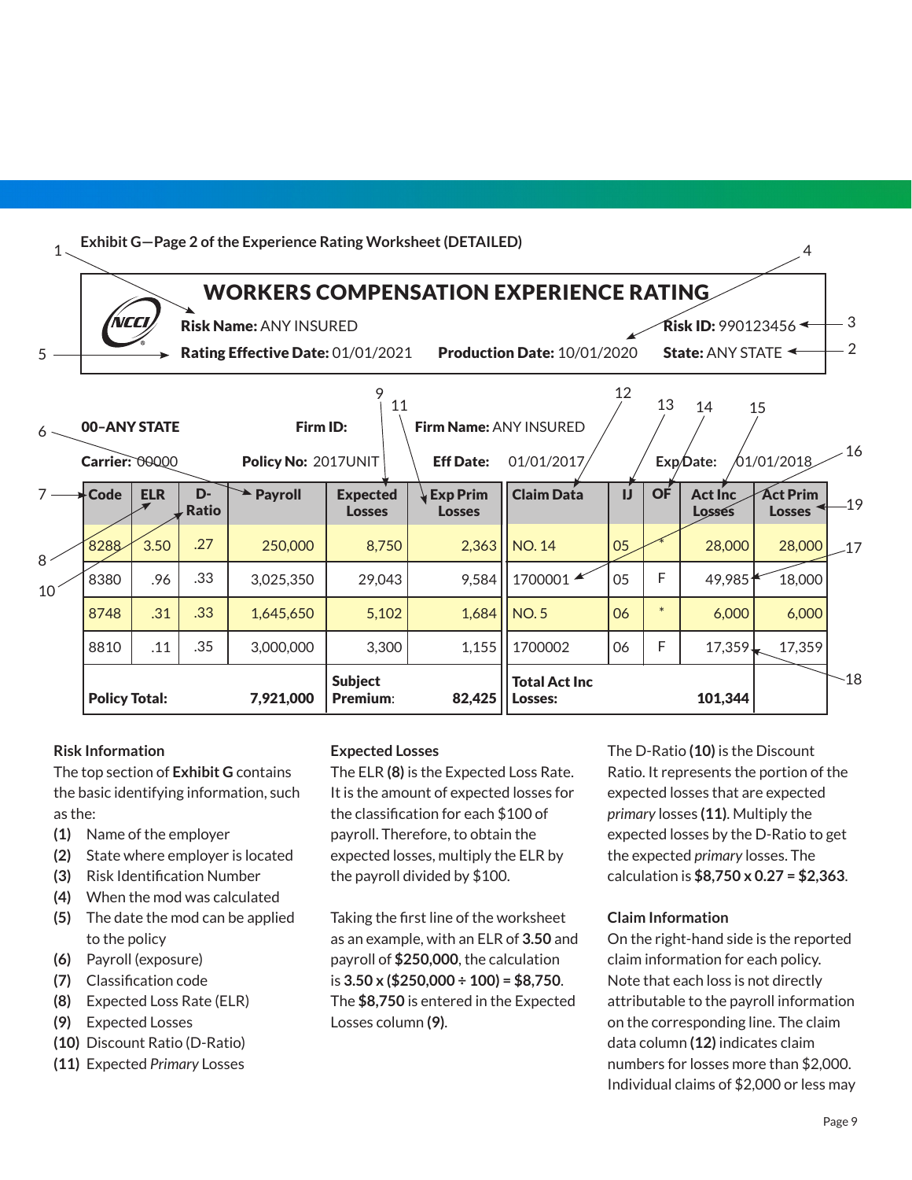**Exhibit G—Page 2 of the Experience Rating Worksheet (DETAILED)**

**WORKERS COMPENSATION EXPERIENCE RATING**

**Risk Name:** ANY INSURED — **Risk ID:** 990123456

**Rating Effective Date:** 01/01/2021 — **Production Date:** 10/01/2020 — **State:** ANY STATE

**00–ANY STATE** — **Firm ID:** — **Firm Name:** ANY INSURED

**Carrier:** 00000 — **Policy No:** 2017UNIT — **Eff Date:** 01/01/2017 — **Exp Date:** 01/01/2018

| Code | ELR | D-Ratio | Payroll | Expected Losses | Exp Prim Losses | Claim Data | IJ | OF | Act Inc Losses | Act Prim Losses |
|---|---|---|---|---|---|---|---|---|---|---|
| 8288 | 3.50 | .27 | 250,000 | 8,750 | 2,363 | NO. 14 | 05 | * | 28,000 | 28,000 |
| 8380 | .96 | .33 | 3,025,350 | 29,043 | 9,584 | 1700001 | 05 | F | 49,985 | 18,000 |
| 8748 | .31 | .33 | 1,645,650 | 5,102 | 1,684 | NO. 5 | 06 | * | 6,000 | 6,000 |
| 8810 | .11 | .35 | 3,000,000 | 3,300 | 1,155 | 1700002 | 06 | F | 17,359 | 17,359 |
| **Policy Total:** | | | **7,921,000** | **Subject Premium:** | **82,425** | **Total Act Inc Losses:** | | | **101,344** | |

Callouts: 1 Risk Name; 2 State; 3 Risk ID; 4 Production Date; 5 Rating Effective Date; 6 Payroll; 7 Code; 8 ELR; 9 Expected Losses; 10 D-Ratio; 11 Exp Prim Losses; 12 Claim Data; 13 IJ; 14 OF; 15 Act Inc Losses; 16–19 Act Prim Losses / Act Inc Losses entries.

### Risk Information

The top section of **Exhibit G** contains the basic identifying information, such as the:

- **(1)** Name of the employer
- **(2)** State where employer is located
- **(3)** Risk Identification Number
- **(4)** When the mod was calculated
- **(5)** The date the mod can be applied to the policy
- **(6)** Payroll (exposure)
- **(7)** Classification code
- **(8)** Expected Loss Rate (ELR)
- **(9)** Expected Losses
- **(10)** Discount Ratio (D-Ratio)
- **(11)** Expected *Primary* Losses

### Expected Losses

The ELR **(8)** is the Expected Loss Rate. It is the amount of expected losses for the classification for each $100 of payroll. Therefore, to obtain the expected losses, multiply the ELR by the payroll divided by $100.

Taking the first line of the worksheet as an example, with an ELR of **3.50** and payroll of **$250,000**, the calculation is **3.50 x ($250,000 ÷ 100) = $8,750**. The **$8,750** is entered in the Expected Losses column **(9)**.

The D-Ratio **(10)** is the Discount Ratio. It represents the portion of the expected losses that are expected *primary* losses **(11)**. Multiply the expected losses by the D-Ratio to get the expected *primary* losses. The calculation is **$8,750 x 0.27 = $2,363**.

### Claim Information

On the right-hand side is the reported claim information for each policy. Note that each loss is not directly attributable to the payroll information on the corresponding line. The claim data column **(12)** indicates claim numbers for losses more than $2,000. Individual claims of $2,000 or less may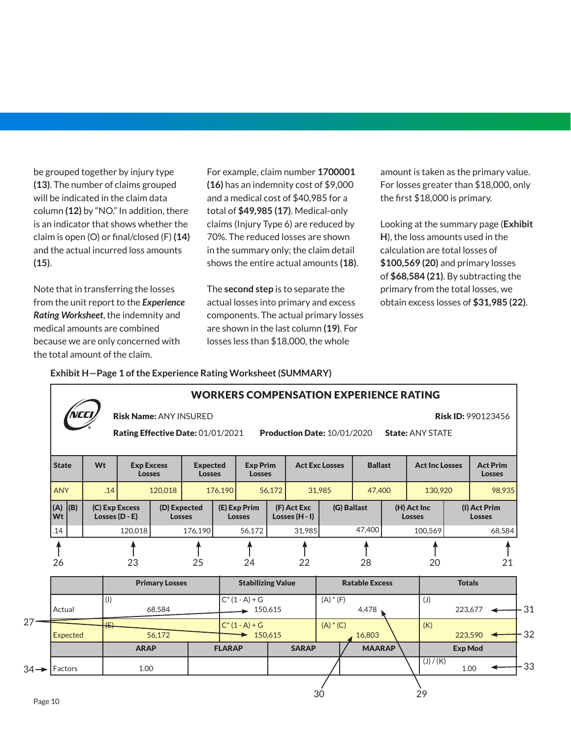be grouped together by injury type **(13)**. The number of claims grouped will be indicated in the claim data column **(12)** by "NO." In addition, there is an indicator that shows whether the claim is open (O) or final/closed (F) **(14)** and the actual incurred loss amounts **(15)**.

Note that in transferring the losses from the unit report to the ***Experience Rating Worksheet***, the indemnity and medical amounts are combined because we are only concerned with the total amount of the claim.

For example, claim number **1700001 (16)** has an indemnity cost of $9,000 and a medical cost of $40,985 for a total of **$49,985 (17)**. Medical-only claims (Injury Type 6) are reduced by 70%. The reduced losses are shown in the summary only; the claim detail shows the entire actual amounts **(18)**.

The **second step** is to separate the actual losses into primary and excess components. The actual primary losses are shown in the last column **(19)**. For losses less than $18,000, the whole amount is taken as the primary value. For losses greater than $18,000, only the first $18,000 is primary.

Looking at the summary page (**Exhibit H**), the loss amounts used in the calculation are total losses of **$100,569 (20)** and primary losses of **$68,584 (21)**. By subtracting the primary from the total losses, we obtain excess losses of **$31,985 (22)**.

**Exhibit H—Page 1 of the Experience Rating Worksheet (SUMMARY)**

**WORKERS COMPENSATION EXPERIENCE RATING**

**Risk Name:** ANY INSURED **Risk ID:** 990123456

**Rating Effective Date:** 01/01/2021 **Production Date:** 10/01/2020 **State:** ANY STATE

| State | Wt | Exp Excess Losses | Expected Losses | Exp Prim Losses | Act Exc Losses | Ballast | Act Inc Losses | Act Prim Losses |
|---|---|---|---|---|---|---|---|---|
| ANY | .14 | 120,018 | 176,190 | 56,172 | 31,985 | 47,400 | 130,920 | 98,935 |

| (A) Wt | (B) | (C) Exp Excess Losses (D - E) | (D) Expected Losses | (E) Exp Prim Losses | (F) Act Exc Losses (H - I) | (G) Ballast | (H) Act Inc Losses | (I) Act Prim Losses |
|---|---|---|---|---|---|---|---|---|
| .14 | | 120,018 | 176,190 | 56,172 | 31,985 | 47,400 | 100,569 | 68,584 |
| 26 | | 23 | 25 | 24 | 22 | 28 | 20 | 21 |

| | Primary Losses | Stabilizing Value | Ratable Excess | Totals |
|---|---|---|---|---|
| Actual | (I) 68,584 | C* (1 - A) + G 150,615 | (A) * (F) 4,478 | (J) 223,677 (31) |
| Expected | (E) 56,172 | C* (1 - A) + G 150,615 | (A) * (C) 16,803 | (K) 223,590 (32) |

(27 points to Stabilizing Value; 29 points to Actual Ratable Excess; 30 points to Expected Ratable Excess)

| | ARAP | FLARAP | SARAP | MAARAP | Exp Mod |
|---|---|---|---|---|---|
| Factors (34) | 1.00 | | | | (J) / (K) 1.00 (33) |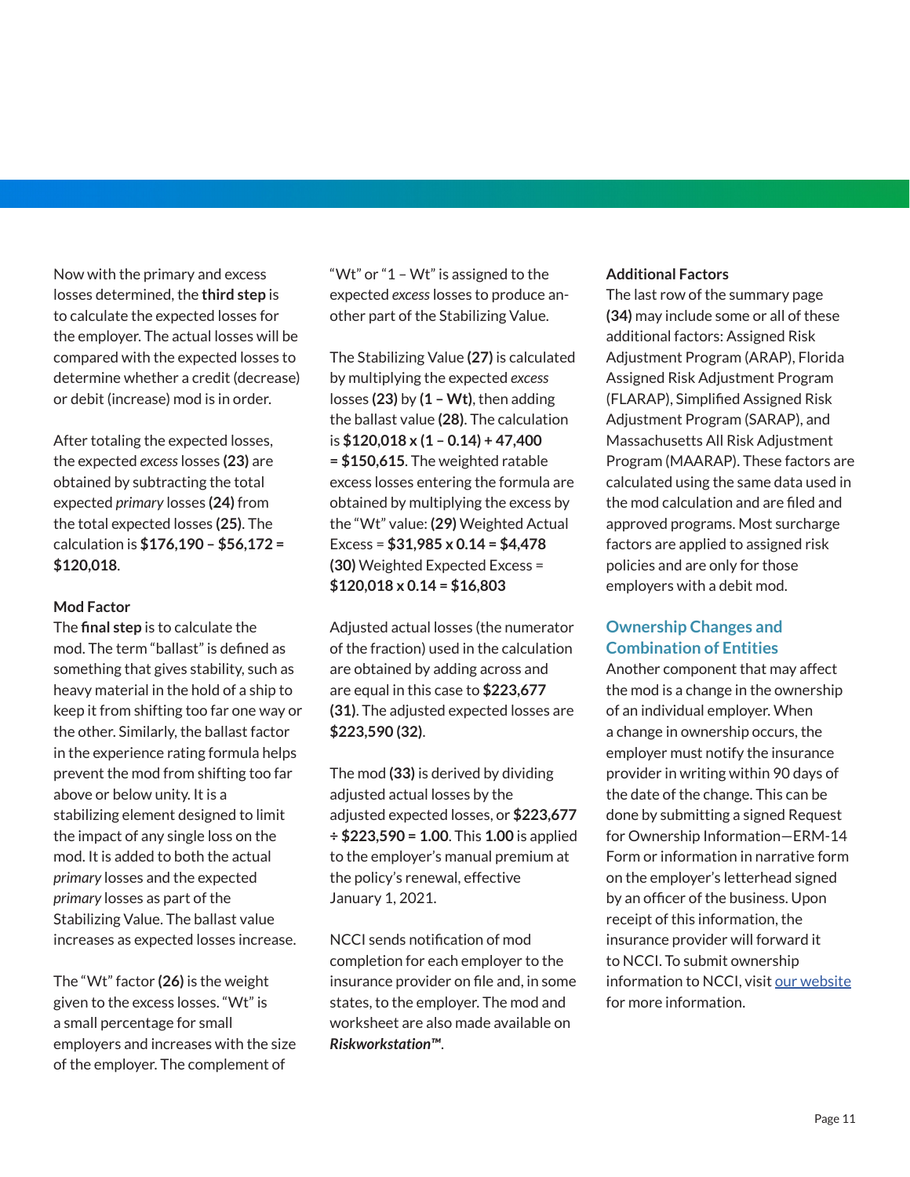Now with the primary and excess losses determined, the **third step** is to calculate the expected losses for the employer. The actual losses will be compared with the expected losses to determine whether a credit (decrease) or debit (increase) mod is in order.

After totaling the expected losses, the expected *excess* losses **(23)** are obtained by subtracting the total expected *primary* losses **(24)** from the total expected losses **(25)**. The calculation is **$176,190 – $56,172 = $120,018**.

**Mod Factor**

The **final step** is to calculate the mod. The term "ballast" is defined as something that gives stability, such as heavy material in the hold of a ship to keep it from shifting too far one way or the other. Similarly, the ballast factor in the experience rating formula helps prevent the mod from shifting too far above or below unity. It is a stabilizing element designed to limit the impact of any single loss on the mod. It is added to both the actual *primary* losses and the expected *primary* losses as part of the Stabilizing Value. The ballast value increases as expected losses increase.

The "Wt" factor **(26)** is the weight given to the excess losses. "Wt" is a small percentage for small employers and increases with the size of the employer. The complement of "Wt" or "1 – Wt" is assigned to the expected *excess* losses to produce another part of the Stabilizing Value.

The Stabilizing Value **(27)** is calculated by multiplying the expected *excess* losses **(23)** by **(1 – Wt)**, then adding the ballast value **(28)**. The calculation is **$120,018 x (1 – 0.14) + 47,400 = $150,615**. The weighted ratable excess losses entering the formula are obtained by multiplying the excess by the "Wt" value: **(29)** Weighted Actual Excess = **$31,985 x 0.14 = $4,478** **(30)** Weighted Expected Excess = **$120,018 x 0.14 = $16,803**

Adjusted actual losses (the numerator of the fraction) used in the calculation are obtained by adding across and are equal in this case to **$223,677** **(31)**. The adjusted expected losses are **$223,590 (32)**.

The mod **(33)** is derived by dividing adjusted actual losses by the adjusted expected losses, or **$223,677 ÷ $223,590 = 1.00**. This **1.00** is applied to the employer's manual premium at the policy's renewal, effective January 1, 2021.

NCCI sends notification of mod completion for each employer to the insurance provider on file and, in some states, to the employer. The mod and worksheet are also made available on ***Riskworkstation™***.

**Additional Factors**

The last row of the summary page **(34)** may include some or all of these additional factors: Assigned Risk Adjustment Program (ARAP), Florida Assigned Risk Adjustment Program (FLARAP), Simplified Assigned Risk Adjustment Program (SARAP), and Massachusetts All Risk Adjustment Program (MAARAP). These factors are calculated using the same data used in the mod calculation and are filed and approved programs. Most surcharge factors are applied to assigned risk policies and are only for those employers with a debit mod.

## Ownership Changes and Combination of Entities

Another component that may affect the mod is a change in the ownership of an individual employer. When a change in ownership occurs, the employer must notify the insurance provider in writing within 90 days of the date of the change. This can be done by submitting a signed Request for Ownership Information—ERM-14 Form or information in narrative form on the employer's letterhead signed by an officer of the business. Upon receipt of this information, the insurance provider will forward it to NCCI. To submit ownership information to NCCI, visit our website for more information.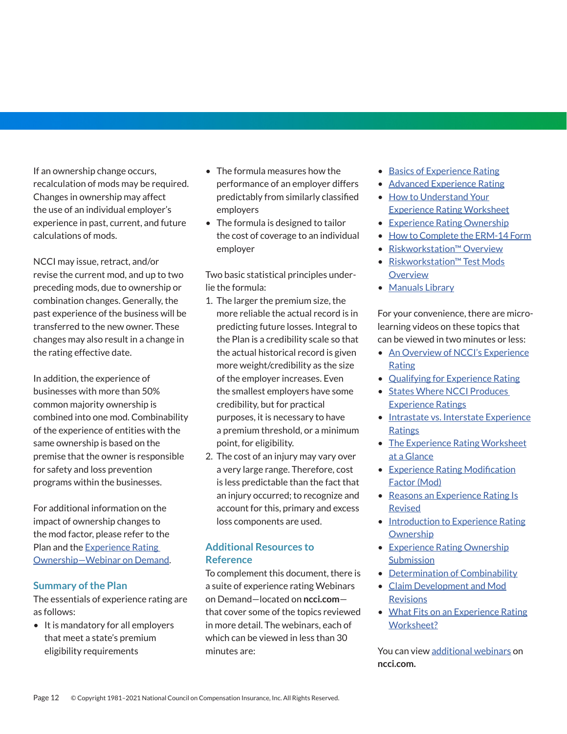If an ownership change occurs, recalculation of mods may be required. Changes in ownership may affect the use of an individual employer's experience in past, current, and future calculations of mods.

NCCI may issue, retract, and/or revise the current mod, and up to two preceding mods, due to ownership or combination changes. Generally, the past experience of the business will be transferred to the new owner. These changes may also result in a change in the rating effective date.

In addition, the experience of businesses with more than 50% common majority ownership is combined into one mod. Combinability of the experience of entities with the same ownership is based on the premise that the owner is responsible for safety and loss prevention programs within the businesses.

For additional information on the impact of ownership changes to the mod factor, please refer to the Plan and the Experience Rating Ownership—Webinar on Demand.

## Summary of the Plan

The essentials of experience rating are as follows:

- It is mandatory for all employers that meet a state's premium eligibility requirements
- The formula measures how the performance of an employer differs predictably from similarly classified employers
- The formula is designed to tailor the cost of coverage to an individual employer

Two basic statistical principles underlie the formula:

1. The larger the premium size, the more reliable the actual record is in predicting future losses. Integral to the Plan is a credibility scale so that the actual historical record is given more weight/credibility as the size of the employer increases. Even the smallest employers have some credibility, but for practical purposes, it is necessary to have a premium threshold, or a minimum point, for eligibility.
2. The cost of an injury may vary over a very large range. Therefore, cost is less predictable than the fact that an injury occurred; to recognize and account for this, primary and excess loss components are used.

## Additional Resources to Reference

To complement this document, there is a suite of experience rating Webinars on Demand—located on **ncci.com**—that cover some of the topics reviewed in more detail. The webinars, each of which can be viewed in less than 30 minutes are:

- Basics of Experience Rating
- Advanced Experience Rating
- How to Understand Your Experience Rating Worksheet
- Experience Rating Ownership
- How to Complete the ERM-14 Form
- Riskworkstation™ Overview
- Riskworkstation™ Test Mods Overview
- Manuals Library

For your convenience, there are microlearning videos on these topics that can be viewed in two minutes or less:

- An Overview of NCCI's Experience Rating
- Qualifying for Experience Rating
- States Where NCCI Produces Experience Ratings
- Intrastate vs. Interstate Experience Ratings
- The Experience Rating Worksheet at a Glance
- Experience Rating Modification Factor (Mod)
- Reasons an Experience Rating Is Revised
- Introduction to Experience Rating Ownership
- Experience Rating Ownership Submission
- Determination of Combinability
- Claim Development and Mod Revisions
- What Fits on an Experience Rating Worksheet?

You can view additional webinars on **ncci.com.**

© Copyright 1981–2021 National Council on Compensation Insurance, Inc. All Rights Reserved.